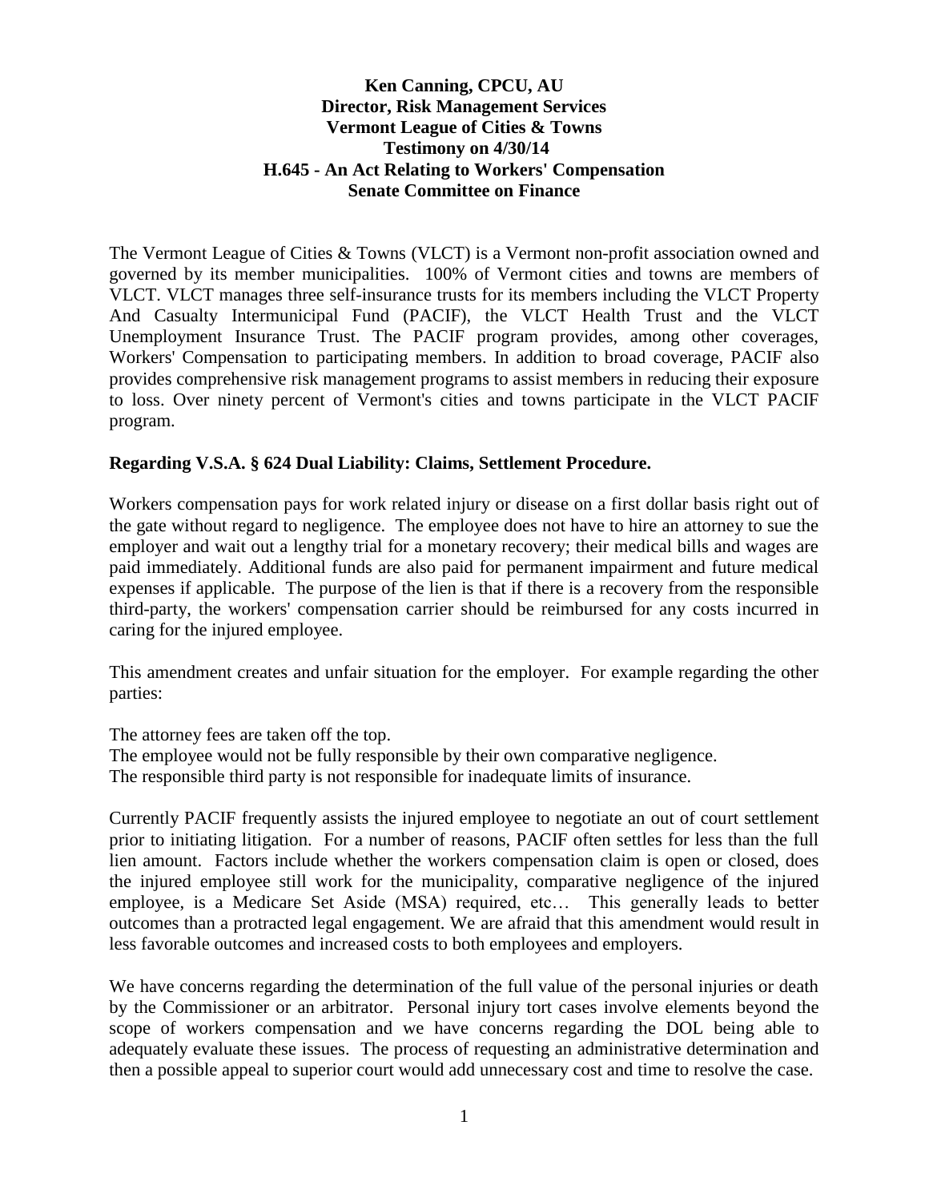**Ken Canning, CPCU, AU**
**Director, Risk Management Services**
**Vermont League of Cities & Towns**
**Testimony on 4/30/14**
**H.645 - An Act Relating to Workers' Compensation**
**Senate Committee on Finance**

The Vermont League of Cities & Towns (VLCT) is a Vermont non-profit association owned and governed by its member municipalities. 100% of Vermont cities and towns are members of VLCT. VLCT manages three self-insurance trusts for its members including the VLCT Property And Casualty Intermunicipal Fund (PACIF), the VLCT Health Trust and the VLCT Unemployment Insurance Trust. The PACIF program provides, among other coverages, Workers' Compensation to participating members. In addition to broad coverage, PACIF also provides comprehensive risk management programs to assist members in reducing their exposure to loss. Over ninety percent of Vermont's cities and towns participate in the VLCT PACIF program.

**Regarding V.S.A. § 624 Dual Liability: Claims, Settlement Procedure.**

Workers compensation pays for work related injury or disease on a first dollar basis right out of the gate without regard to negligence. The employee does not have to hire an attorney to sue the employer and wait out a lengthy trial for a monetary recovery; their medical bills and wages are paid immediately. Additional funds are also paid for permanent impairment and future medical expenses if applicable. The purpose of the lien is that if there is a recovery from the responsible third-party, the workers' compensation carrier should be reimbursed for any costs incurred in caring for the injured employee.

This amendment creates and unfair situation for the employer. For example regarding the other parties:

The attorney fees are taken off the top.
The employee would not be fully responsible by their own comparative negligence.
The responsible third party is not responsible for inadequate limits of insurance.

Currently PACIF frequently assists the injured employee to negotiate an out of court settlement prior to initiating litigation. For a number of reasons, PACIF often settles for less than the full lien amount. Factors include whether the workers compensation claim is open or closed, does the injured employee still work for the municipality, comparative negligence of the injured employee, is a Medicare Set Aside (MSA) required, etc… This generally leads to better outcomes than a protracted legal engagement. We are afraid that this amendment would result in less favorable outcomes and increased costs to both employees and employers.

We have concerns regarding the determination of the full value of the personal injuries or death by the Commissioner or an arbitrator. Personal injury tort cases involve elements beyond the scope of workers compensation and we have concerns regarding the DOL being able to adequately evaluate these issues. The process of requesting an administrative determination and then a possible appeal to superior court would add unnecessary cost and time to resolve the case.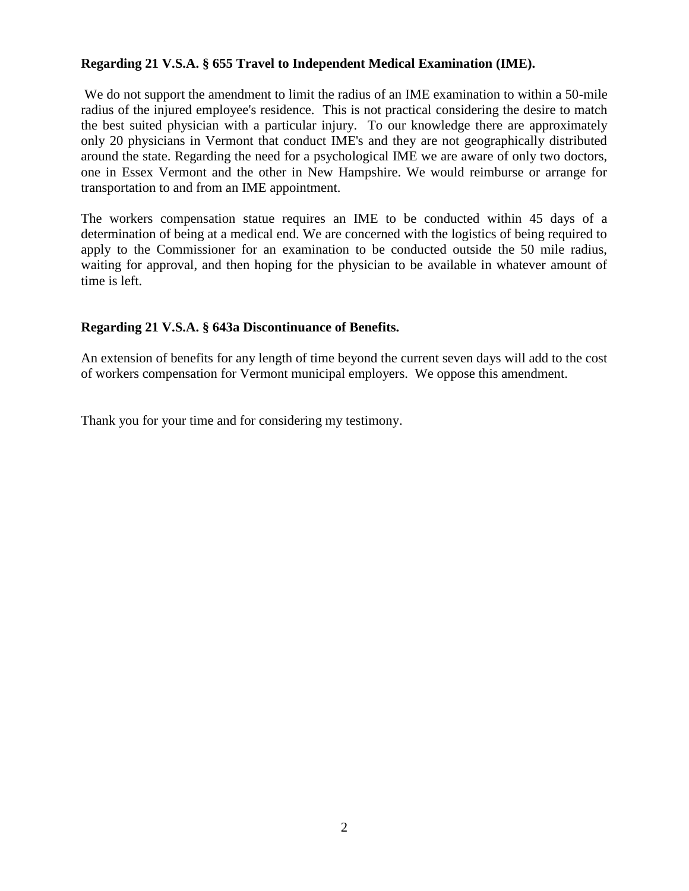**Regarding 21 V.S.A. § 655 Travel to Independent Medical Examination (IME).**

We do not support the amendment to limit the radius of an IME examination to within a 50-mile radius of the injured employee's residence. This is not practical considering the desire to match the best suited physician with a particular injury. To our knowledge there are approximately only 20 physicians in Vermont that conduct IME's and they are not geographically distributed around the state. Regarding the need for a psychological IME we are aware of only two doctors, one in Essex Vermont and the other in New Hampshire. We would reimburse or arrange for transportation to and from an IME appointment.

The workers compensation statue requires an IME to be conducted within 45 days of a determination of being at a medical end. We are concerned with the logistics of being required to apply to the Commissioner for an examination to be conducted outside the 50 mile radius, waiting for approval, and then hoping for the physician to be available in whatever amount of time is left.

**Regarding 21 V.S.A. § 643a Discontinuance of Benefits.**

An extension of benefits for any length of time beyond the current seven days will add to the cost of workers compensation for Vermont municipal employers. We oppose this amendment.

Thank you for your time and for considering my testimony.